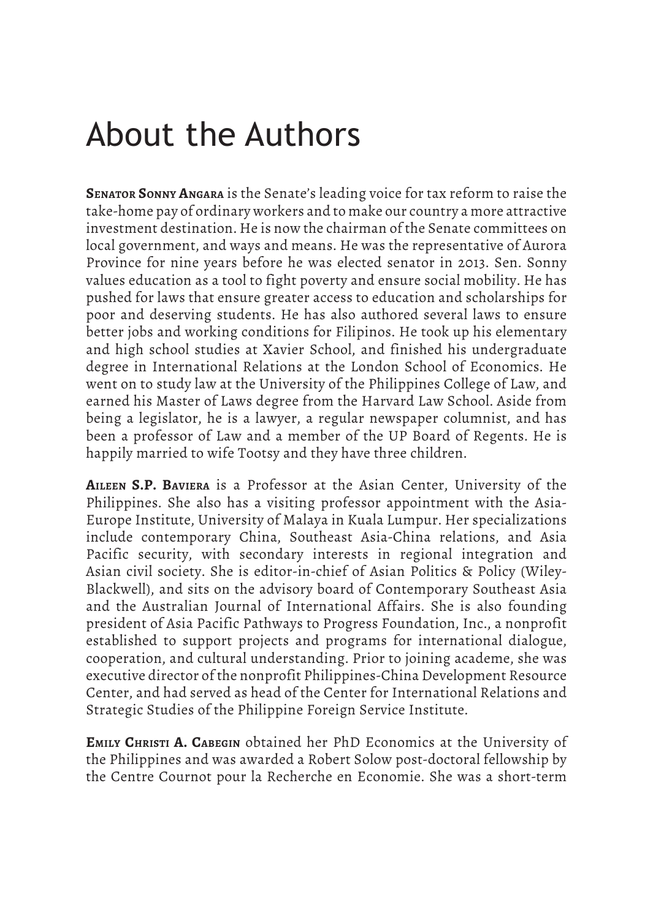# About the Authors

**Senator Sonny Angara** is the Senate's leading voice for tax reform to raise the take-home pay of ordinary workers and to make our country a more attractive investment destination. He is now the chairman of the Senate committees on local government, and ways and means. He was the representative of Aurora Province for nine years before he was elected senator in 2013. Sen. Sonny values education as a tool to fight poverty and ensure social mobility. He has pushed for laws that ensure greater access to education and scholarships for poor and deserving students. He has also authored several laws to ensure better jobs and working conditions for Filipinos. He took up his elementary and high school studies at Xavier School, and finished his undergraduate degree in International Relations at the London School of Economics. He went on to study law at the University of the Philippines College of Law, and earned his Master of Laws degree from the Harvard Law School. Aside from being a legislator, he is a lawyer, a regular newspaper columnist, and has been a professor of Law and a member of the UP Board of Regents. He is happily married to wife Tootsy and they have three children.

**Aileen S.P. Baviera** is a Professor at the Asian Center, University of the Philippines. She also has a visiting professor appointment with the Asia-Europe Institute, University of Malaya in Kuala Lumpur. Her specializations include contemporary China, Southeast Asia-China relations, and Asia Pacific security, with secondary interests in regional integration and Asian civil society. She is editor-in-chief of Asian Politics & Policy (Wiley-Blackwell), and sits on the advisory board of Contemporary Southeast Asia and the Australian Journal of International Affairs. She is also founding president of Asia Pacific Pathways to Progress Foundation, Inc., a nonprofit established to support projects and programs for international dialogue, cooperation, and cultural understanding. Prior to joining academe, she was executive director of the nonprofit Philippines-China Development Resource Center, and had served as head of the Center for International Relations and Strategic Studies of the Philippine Foreign Service Institute.

**Emily Christi A. Cabegin** obtained her PhD Economics at the University of the Philippines and was awarded a Robert Solow post-doctoral fellowship by the Centre Cournot pour la Recherche en Economie. She was a short-term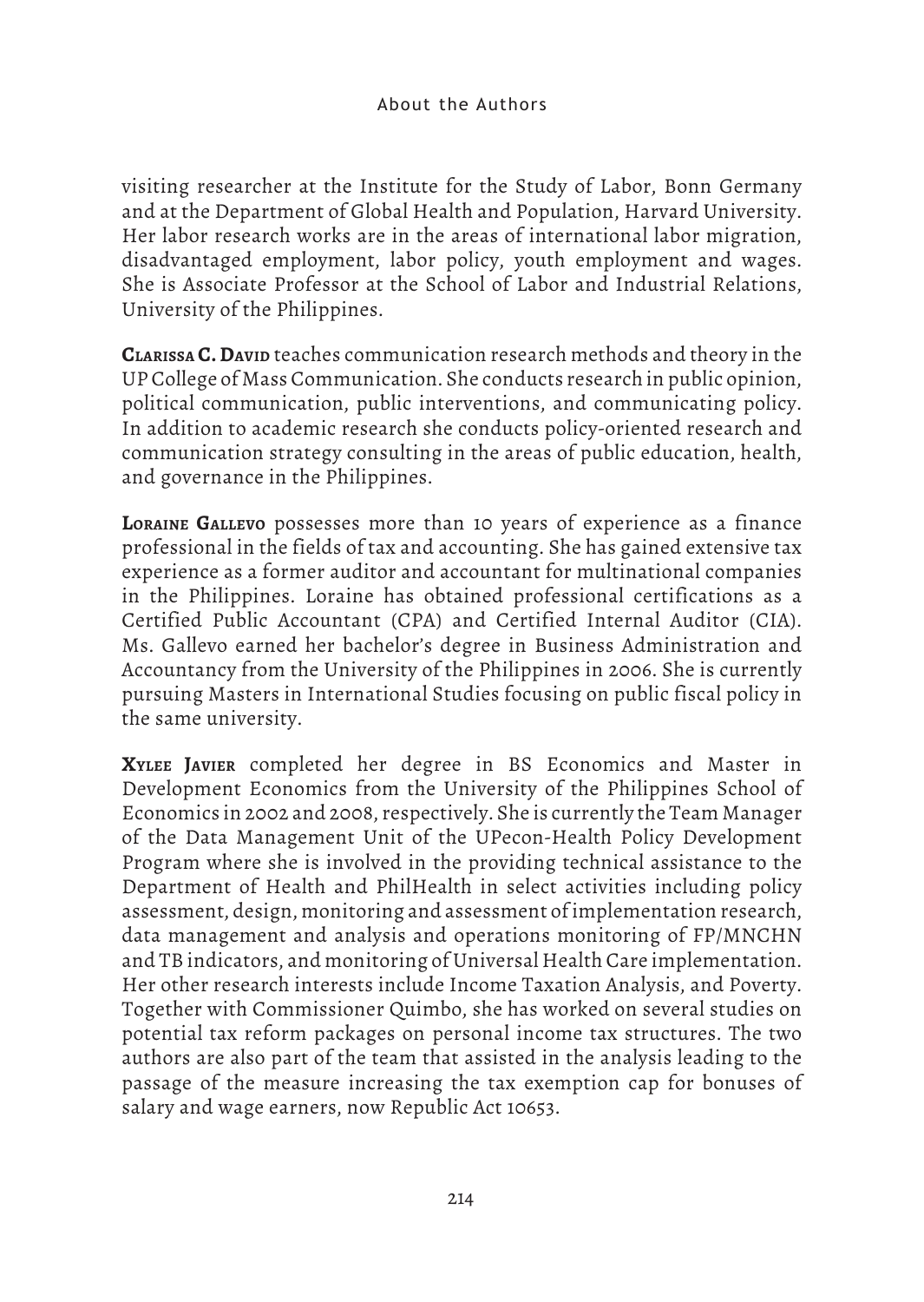visiting researcher at the Institute for the Study of Labor, Bonn Germany and at the Department of Global Health and Population, Harvard University. Her labor research works are in the areas of international labor migration, disadvantaged employment, labor policy, youth employment and wages. She is Associate Professor at the School of Labor and Industrial Relations, University of the Philippines.

**Clarissa C. David** teaches communication research methods and theory in the UP College of Mass Communication. She conducts research in public opinion, political communication, public interventions, and communicating policy. In addition to academic research she conducts policy-oriented research and communication strategy consulting in the areas of public education, health, and governance in the Philippines.

**Loraine Gallevo** possesses more than 10 years of experience as a finance professional in the fields of tax and accounting. She has gained extensive tax experience as a former auditor and accountant for multinational companies in the Philippines. Loraine has obtained professional certifications as a Certified Public Accountant (CPA) and Certified Internal Auditor (CIA). Ms. Gallevo earned her bachelor's degree in Business Administration and Accountancy from the University of the Philippines in 2006. She is currently pursuing Masters in International Studies focusing on public fiscal policy in the same university.

**Xylee Javier** completed her degree in BS Economics and Master in Development Economics from the University of the Philippines School of Economics in 2002 and 2008, respectively. She is currently the Team Manager of the Data Management Unit of the UPecon-Health Policy Development Program where she is involved in the providing technical assistance to the Department of Health and PhilHealth in select activities including policy assessment, design, monitoring and assessment of implementation research, data management and analysis and operations monitoring of FP/MNCHN and TB indicators, and monitoring of Universal Health Care implementation. Her other research interests include Income Taxation Analysis, and Poverty. Together with Commissioner Quimbo, she has worked on several studies on potential tax reform packages on personal income tax structures. The two authors are also part of the team that assisted in the analysis leading to the passage of the measure increasing the tax exemption cap for bonuses of salary and wage earners, now Republic Act 10653.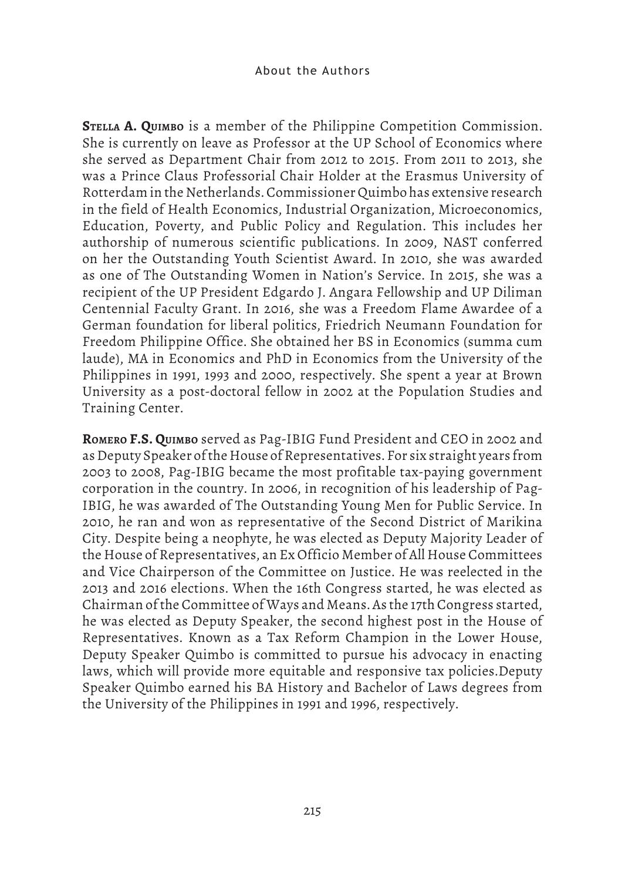**Stella A. Quimbo** is a member of the Philippine Competition Commission. She is currently on leave as Professor at the UP School of Economics where she served as Department Chair from 2012 to 2015. From 2011 to 2013, she was a Prince Claus Professorial Chair Holder at the Erasmus University of Rotterdam in the Netherlands. Commissioner Quimbo has extensive research in the field of Health Economics, Industrial Organization, Microeconomics, Education, Poverty, and Public Policy and Regulation. This includes her authorship of numerous scientific publications. In 2009, NAST conferred on her the Outstanding Youth Scientist Award. In 2010, she was awarded as one of The Outstanding Women in Nation's Service. In 2015, she was a recipient of the UP President Edgardo J. Angara Fellowship and UP Diliman Centennial Faculty Grant. In 2016, she was a Freedom Flame Awardee of a German foundation for liberal politics, Friedrich Neumann Foundation for Freedom Philippine Office. She obtained her BS in Economics (summa cum laude), MA in Economics and PhD in Economics from the University of the Philippines in 1991, 1993 and 2000, respectively. She spent a year at Brown University as a post-doctoral fellow in 2002 at the Population Studies and Training Center.

**Romero F.S. Quimbo** served as Pag-IBIG Fund President and CEO in 2002 and as Deputy Speaker of the House of Representatives. For six straight years from 2003 to 2008, Pag-IBIG became the most profitable tax-paying government corporation in the country. In 2006, in recognition of his leadership of Pag-IBIG, he was awarded of The Outstanding Young Men for Public Service. In 2010, he ran and won as representative of the Second District of Marikina City. Despite being a neophyte, he was elected as Deputy Majority Leader of the House of Representatives, an Ex Officio Member of All House Committees and Vice Chairperson of the Committee on Justice. He was reelected in the 2013 and 2016 elections. When the 16th Congress started, he was elected as Chairman of the Committee of Ways and Means. As the 17th Congress started, he was elected as Deputy Speaker, the second highest post in the House of Representatives. Known as a Tax Reform Champion in the Lower House, Deputy Speaker Quimbo is committed to pursue his advocacy in enacting laws, which will provide more equitable and responsive tax policies.Deputy Speaker Quimbo earned his BA History and Bachelor of Laws degrees from the University of the Philippines in 1991 and 1996, respectively.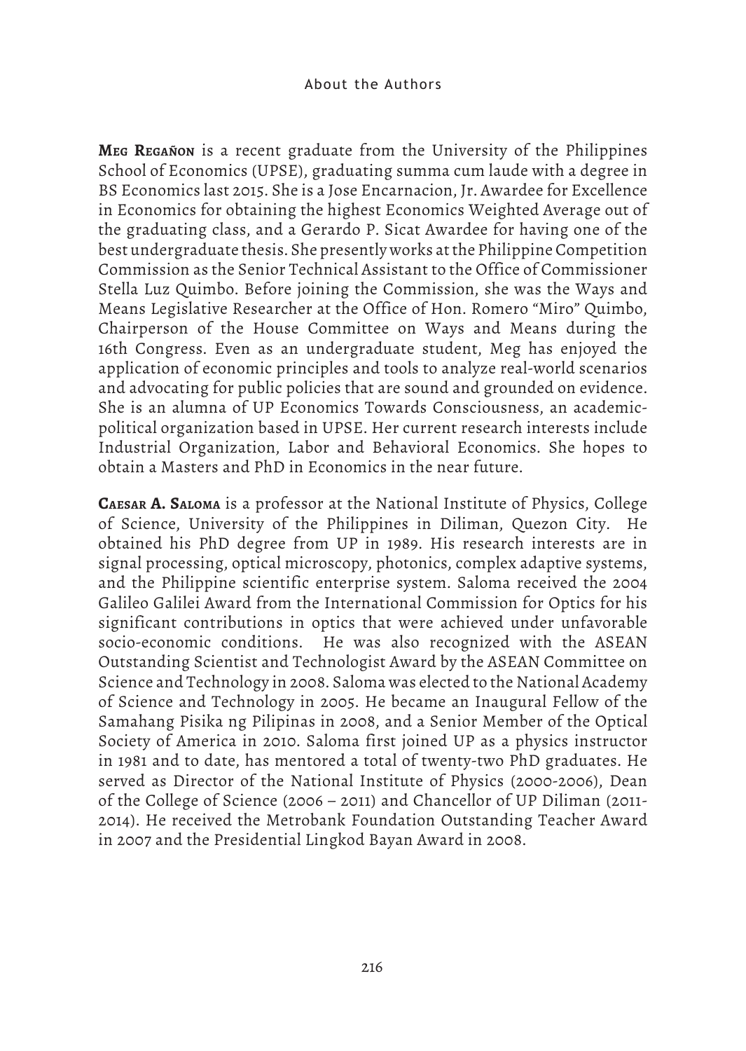**Meg Regañon** is a recent graduate from the University of the Philippines School of Economics (UPSE), graduating summa cum laude with a degree in BS Economics last 2015. She is a Jose Encarnacion, Jr. Awardee for Excellence in Economics for obtaining the highest Economics Weighted Average out of the graduating class, and a Gerardo P. Sicat Awardee for having one of the best undergraduate thesis. She presently works at the Philippine Competition Commission as the Senior Technical Assistant to the Office of Commissioner Stella Luz Quimbo. Before joining the Commission, she was the Ways and Means Legislative Researcher at the Office of Hon. Romero "Miro" Quimbo, Chairperson of the House Committee on Ways and Means during the 16th Congress. Even as an undergraduate student, Meg has enjoyed the application of economic principles and tools to analyze real-world scenarios and advocating for public policies that are sound and grounded on evidence. She is an alumna of UP Economics Towards Consciousness, an academic-political organization based in UPSE. Her current research interests include Industrial Organization, Labor and Behavioral Economics. She hopes to obtain a Masters and PhD in Economics in the near future.

**Caesar A. Saloma** is a professor at the National Institute of Physics, College of Science, University of the Philippines in Diliman, Quezon City. He obtained his PhD degree from UP in 1989. His research interests are in signal processing, optical microscopy, photonics, complex adaptive systems, and the Philippine scientific enterprise system. Saloma received the 2004 Galileo Galilei Award from the International Commission for Optics for his significant contributions in optics that were achieved under unfavorable socio-economic conditions. He was also recognized with the ASEAN Outstanding Scientist and Technologist Award by the ASEAN Committee on Science and Technology in 2008. Saloma was elected to the National Academy of Science and Technology in 2005. He became an Inaugural Fellow of the Samahang Pisika ng Pilipinas in 2008, and a Senior Member of the Optical Society of America in 2010. Saloma first joined UP as a physics instructor in 1981 and to date, has mentored a total of twenty-two PhD graduates. He served as Director of the National Institute of Physics (2000-2006), Dean of the College of Science (2006 – 2011) and Chancellor of UP Diliman (2011-2014). He received the Metrobank Foundation Outstanding Teacher Award in 2007 and the Presidential Lingkod Bayan Award in 2008.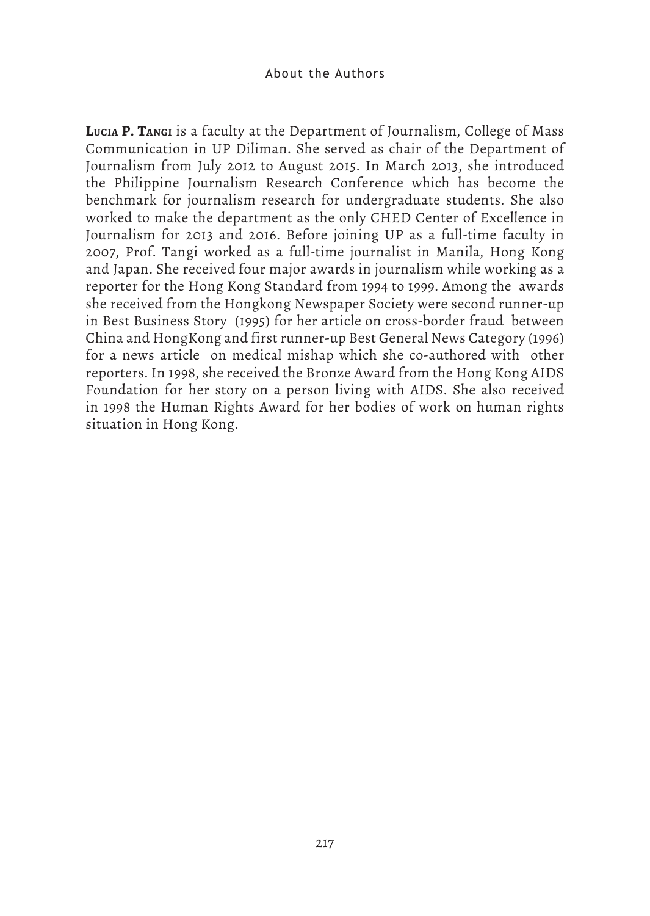**Lucia P. Tangi** is a faculty at the Department of Journalism, College of Mass Communication in UP Diliman. She served as chair of the Department of Journalism from July 2012 to August 2015. In March 2013, she introduced the Philippine Journalism Research Conference which has become the benchmark for journalism research for undergraduate students. She also worked to make the department as the only CHED Center of Excellence in Journalism for 2013 and 2016. Before joining UP as a full-time faculty in 2007, Prof. Tangi worked as a full-time journalist in Manila, Hong Kong and Japan. She received four major awards in journalism while working as a reporter for the Hong Kong Standard from 1994 to 1999. Among the awards she received from the Hongkong Newspaper Society were second runner-up in Best Business Story (1995) for her article on cross-border fraud between China and HongKong and first runner-up Best General News Category (1996) for a news article on medical mishap which she co-authored with other reporters. In 1998, she received the Bronze Award from the Hong Kong AIDS Foundation for her story on a person living with AIDS. She also received in 1998 the Human Rights Award for her bodies of work on human rights situation in Hong Kong.